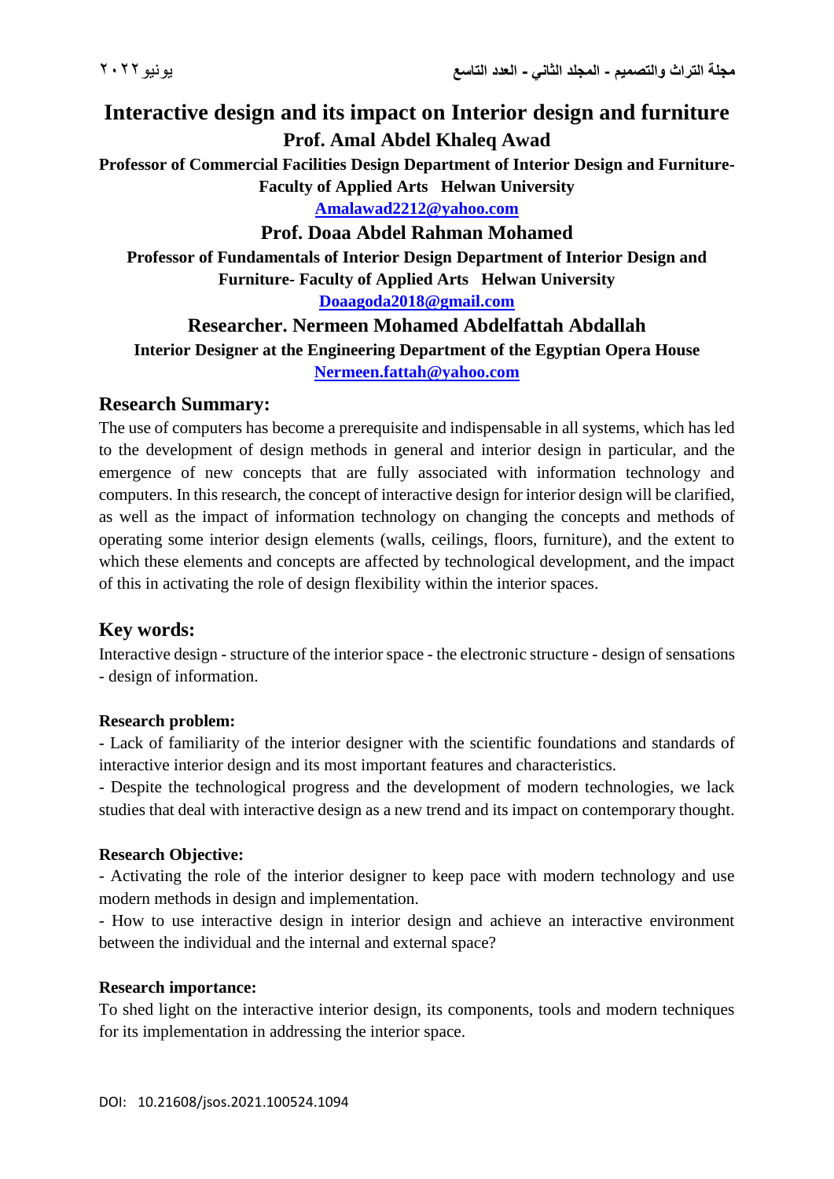# Interactive design and its impact on Interior design and furniture

**Prof. Amal Abdel Khaleq Awad**

**Professor of Commercial Facilities Design Department of Interior Design and Furniture- Faculty of Applied Arts Helwan University**

**Amalawad2212@yahoo.com**

**Prof. Doaa Abdel Rahman Mohamed**

**Professor of Fundamentals of Interior Design Department of Interior Design and Furniture- Faculty of Applied Arts Helwan University**

**Doaagoda2018@gmail.com**

**Researcher. Nermeen Mohamed Abdelfattah Abdallah**

**Interior Designer at the Engineering Department of the Egyptian Opera House**

**Nermeen.fattah@yahoo.com**

## Research Summary:

The use of computers has become a prerequisite and indispensable in all systems, which has led to the development of design methods in general and interior design in particular, and the emergence of new concepts that are fully associated with information technology and computers. In this research, the concept of interactive design for interior design will be clarified, as well as the impact of information technology on changing the concepts and methods of operating some interior design elements (walls, ceilings, floors, furniture), and the extent to which these elements and concepts are affected by technological development, and the impact of this in activating the role of design flexibility within the interior spaces.

## Key words:

Interactive design - structure of the interior space - the electronic structure - design of sensations - design of information.

**Research problem:**

- Lack of familiarity of the interior designer with the scientific foundations and standards of interactive interior design and its most important features and characteristics.
- Despite the technological progress and the development of modern technologies, we lack studies that deal with interactive design as a new trend and its impact on contemporary thought.

**Research Objective:**

- Activating the role of the interior designer to keep pace with modern technology and use modern methods in design and implementation.
- How to use interactive design in interior design and achieve an interactive environment between the individual and the internal and external space?

**Research importance:**

To shed light on the interactive interior design, its components, tools and modern techniques for its implementation in addressing the interior space.

DOI: 10.21608/jsos.2021.100524.1094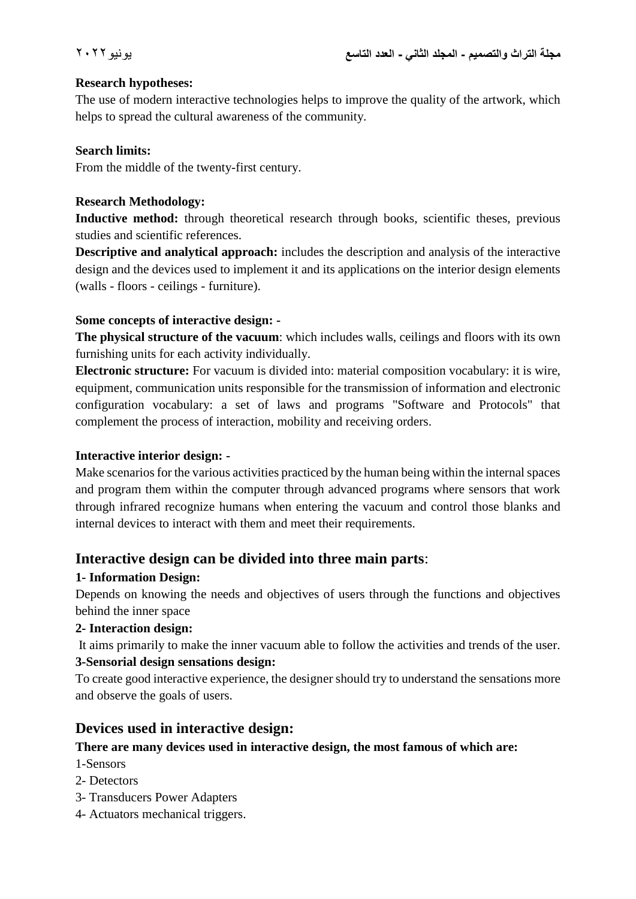**Research hypotheses:**

The use of modern interactive technologies helps to improve the quality of the artwork, which helps to spread the cultural awareness of the community.

**Search limits:**

From the middle of the twenty-first century.

**Research Methodology:**

**Inductive method:** through theoretical research through books, scientific theses, previous studies and scientific references.

**Descriptive and analytical approach:** includes the description and analysis of the interactive design and the devices used to implement it and its applications on the interior design elements (walls - floors - ceilings - furniture).

**Some concepts of interactive design: -**

**The physical structure of the vacuum**: which includes walls, ceilings and floors with its own furnishing units for each activity individually.

**Electronic structure:** For vacuum is divided into: material composition vocabulary: it is wire, equipment, communication units responsible for the transmission of information and electronic configuration vocabulary: a set of laws and programs "Software and Protocols" that complement the process of interaction, mobility and receiving orders.

**Interactive interior design: -**

Make scenarios for the various activities practiced by the human being within the internal spaces and program them within the computer through advanced programs where sensors that work through infrared recognize humans when entering the vacuum and control those blanks and internal devices to interact with them and meet their requirements.

## **Interactive design can be divided into three main parts**:

**1- Information Design:**

Depends on knowing the needs and objectives of users through the functions and objectives behind the inner space

**2- Interaction design:**

It aims primarily to make the inner vacuum able to follow the activities and trends of the user.

**3-Sensorial design sensations design:**

To create good interactive experience, the designer should try to understand the sensations more and observe the goals of users.

## **Devices used in interactive design:**

**There are many devices used in interactive design, the most famous of which are:**

1-Sensors

2- Detectors

3- Transducers Power Adapters

4- Actuators mechanical triggers.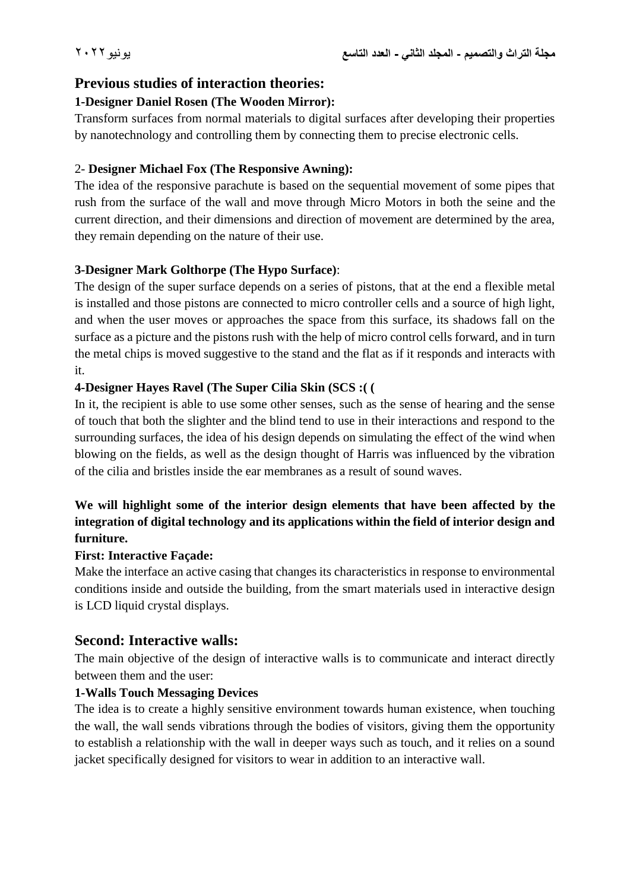## Previous studies of interaction theories:

**1-Designer Daniel Rosen (The Wooden Mirror):**

Transform surfaces from normal materials to digital surfaces after developing their properties by nanotechnology and controlling them by connecting them to precise electronic cells.

2- **Designer Michael Fox (The Responsive Awning):**

The idea of the responsive parachute is based on the sequential movement of some pipes that rush from the surface of the wall and move through Micro Motors in both the seine and the current direction, and their dimensions and direction of movement are determined by the area, they remain depending on the nature of their use.

**3-Designer Mark Golthorpe (The Hypo Surface)**:

The design of the super surface depends on a series of pistons, that at the end a flexible metal is installed and those pistons are connected to micro controller cells and a source of high light, and when the user moves or approaches the space from this surface, its shadows fall on the surface as a picture and the pistons rush with the help of micro control cells forward, and in turn the metal chips is moved suggestive to the stand and the flat as if it responds and interacts with it.

**4-Designer Hayes Ravel (The Super Cilia Skin (SCS :( (**

In it, the recipient is able to use some other senses, such as the sense of hearing and the sense of touch that both the slighter and the blind tend to use in their interactions and respond to the surrounding surfaces, the idea of his design depends on simulating the effect of the wind when blowing on the fields, as well as the design thought of Harris was influenced by the vibration of the cilia and bristles inside the ear membranes as a result of sound waves.

**We will highlight some of the interior design elements that have been affected by the integration of digital technology and its applications within the field of interior design and furniture.**

**First: Interactive Façade:**

Make the interface an active casing that changes its characteristics in response to environmental conditions inside and outside the building, from the smart materials used in interactive design is LCD liquid crystal displays.

## Second: Interactive walls:

The main objective of the design of interactive walls is to communicate and interact directly between them and the user:

**1-Walls Touch Messaging Devices**

The idea is to create a highly sensitive environment towards human existence, when touching the wall, the wall sends vibrations through the bodies of visitors, giving them the opportunity to establish a relationship with the wall in deeper ways such as touch, and it relies on a sound jacket specifically designed for visitors to wear in addition to an interactive wall.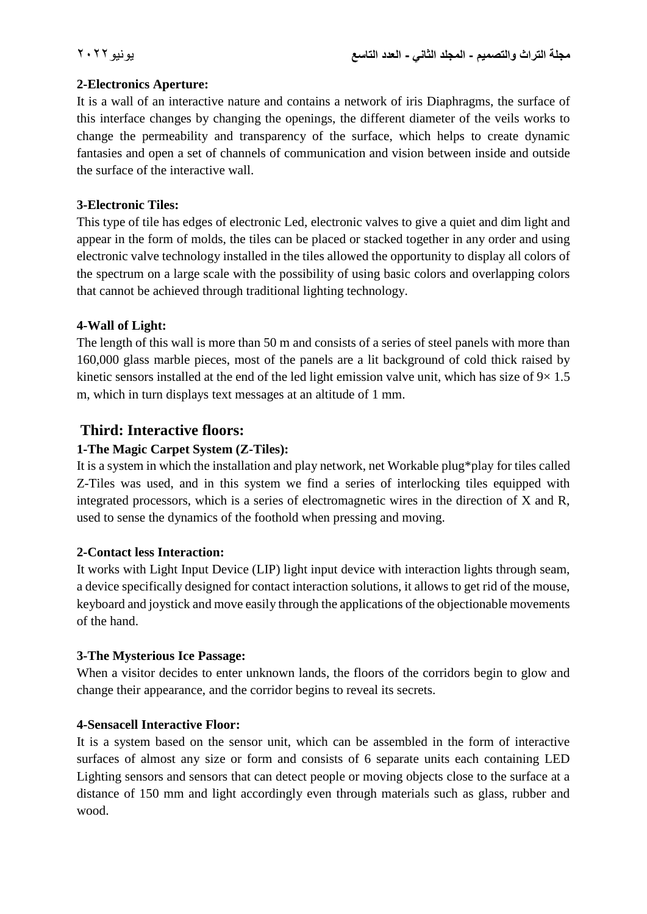**2-Electronics Aperture:**

It is a wall of an interactive nature and contains a network of iris Diaphragms, the surface of this interface changes by changing the openings, the different diameter of the veils works to change the permeability and transparency of the surface, which helps to create dynamic fantasies and open a set of channels of communication and vision between inside and outside the surface of the interactive wall.

**3-Electronic Tiles:**

This type of tile has edges of electronic Led, electronic valves to give a quiet and dim light and appear in the form of molds, the tiles can be placed or stacked together in any order and using electronic valve technology installed in the tiles allowed the opportunity to display all colors of the spectrum on a large scale with the possibility of using basic colors and overlapping colors that cannot be achieved through traditional lighting technology.

**4-Wall of Light:**

The length of this wall is more than 50 m and consists of a series of steel panels with more than 160,000 glass marble pieces, most of the panels are a lit background of cold thick raised by kinetic sensors installed at the end of the led light emission valve unit, which has size of 9× 1.5 m, which in turn displays text messages at an altitude of 1 mm.

## Third: Interactive floors:

**1-The Magic Carpet System (Z-Tiles):**

It is a system in which the installation and play network, net Workable plug*play for tiles called Z-Tiles was used, and in this system we find a series of interlocking tiles equipped with integrated processors, which is a series of electromagnetic wires in the direction of X and R, used to sense the dynamics of the foothold when pressing and moving.

**2-Contact less Interaction:**

It works with Light Input Device (LIP) light input device with interaction lights through seam, a device specifically designed for contact interaction solutions, it allows to get rid of the mouse, keyboard and joystick and move easily through the applications of the objectionable movements of the hand.

**3-The Mysterious Ice Passage:**

When a visitor decides to enter unknown lands, the floors of the corridors begin to glow and change their appearance, and the corridor begins to reveal its secrets.

**4-Sensacell Interactive Floor:**

It is a system based on the sensor unit, which can be assembled in the form of interactive surfaces of almost any size or form and consists of 6 separate units each containing LED Lighting sensors and sensors that can detect people or moving objects close to the surface at a distance of 150 mm and light accordingly even through materials such as glass, rubber and wood.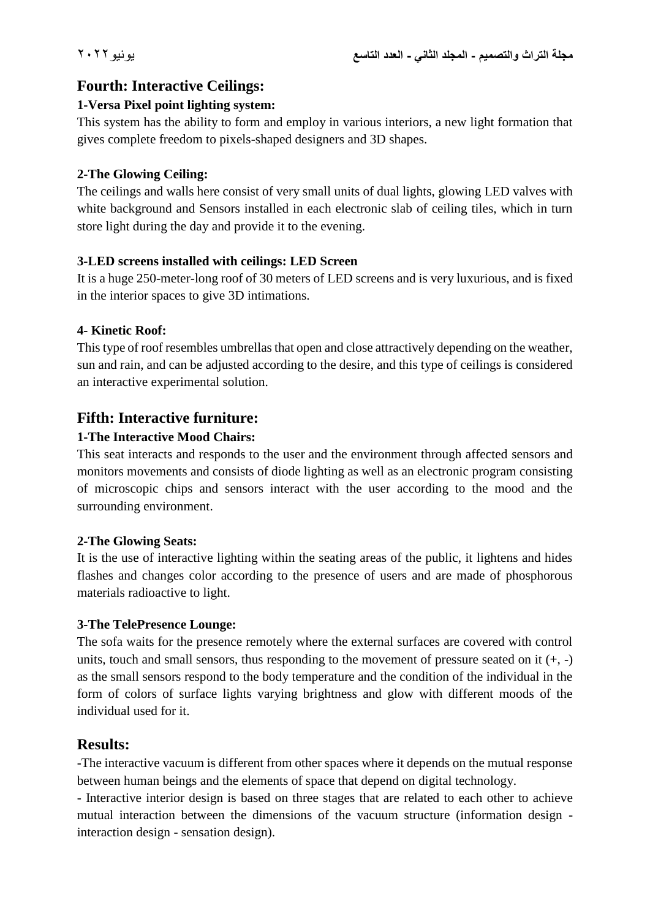## Fourth: Interactive Ceilings:

### 1-Versa Pixel point lighting system:

This system has the ability to form and employ in various interiors, a new light formation that gives complete freedom to pixels-shaped designers and 3D shapes.

### 2-The Glowing Ceiling:

The ceilings and walls here consist of very small units of dual lights, glowing LED valves with white background and Sensors installed in each electronic slab of ceiling tiles, which in turn store light during the day and provide it to the evening.

### 3-LED screens installed with ceilings: LED Screen

It is a huge 250-meter-long roof of 30 meters of LED screens and is very luxurious, and is fixed in the interior spaces to give 3D intimations.

### 4- Kinetic Roof:

This type of roof resembles umbrellas that open and close attractively depending on the weather, sun and rain, and can be adjusted according to the desire, and this type of ceilings is considered an interactive experimental solution.

## Fifth: Interactive furniture:

### 1-The Interactive Mood Chairs:

This seat interacts and responds to the user and the environment through affected sensors and monitors movements and consists of diode lighting as well as an electronic program consisting of microscopic chips and sensors interact with the user according to the mood and the surrounding environment.

### 2-The Glowing Seats:

It is the use of interactive lighting within the seating areas of the public, it lightens and hides flashes and changes color according to the presence of users and are made of phosphorous materials radioactive to light.

### 3-The TelePresence Lounge:

The sofa waits for the presence remotely where the external surfaces are covered with control units, touch and small sensors, thus responding to the movement of pressure seated on it (+, -) as the small sensors respond to the body temperature and the condition of the individual in the form of colors of surface lights varying brightness and glow with different moods of the individual used for it.

## Results:

-The interactive vacuum is different from other spaces where it depends on the mutual response between human beings and the elements of space that depend on digital technology.

- Interactive interior design is based on three stages that are related to each other to achieve mutual interaction between the dimensions of the vacuum structure (information design - interaction design - sensation design).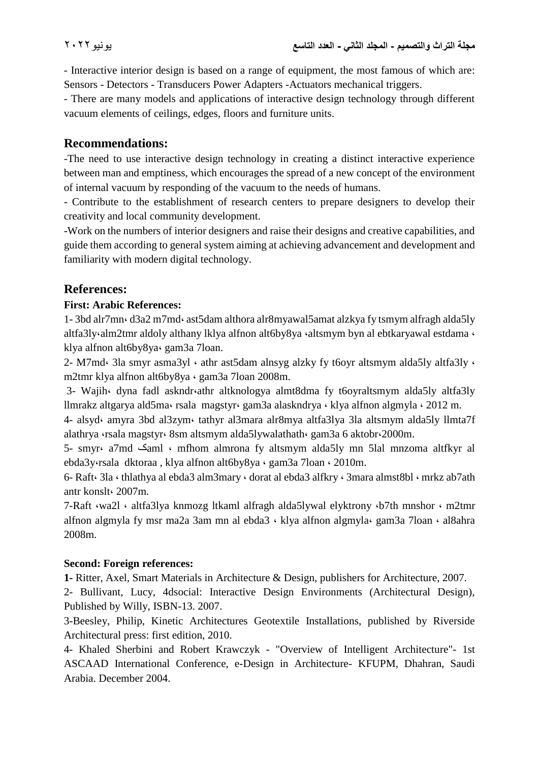- Interactive interior design is based on a range of equipment, the most famous of which are: Sensors - Detectors - Transducers Power Adapters -Actuators mechanical triggers.
- There are many models and applications of interactive design technology through different vacuum elements of ceilings, edges, floors and furniture units.

## Recommendations:

-The need to use interactive design technology in creating a distinct interactive experience between man and emptiness, which encourages the spread of a new concept of the environment of internal vacuum by responding of the vacuum to the needs of humans.
- Contribute to the establishment of research centers to prepare designers to develop their creativity and local community development.
-Work on the numbers of interior designers and raise their designs and creative capabilities, and guide them according to general system aiming at achieving advancement and development and familiarity with modern digital technology.

## References:

### First: Arabic References:

1- 3bd alr7mn، d3a2 m7md، ast5dam althora alr8myawal5amat alzkya fy tsmym alfragh alda5ly altfa3ly،alm2tmr aldoly althany lklya alfnon alt6by8ya ،altsmym byn al ebtkaryawal estdama ، klya alfnon alt6by8ya، gam3a 7loan.

2- M7md، 3la smyr asma3yl ، athr ast5dam alnsyg alzky fy t6oyr altsmym alda5ly altfa3ly ، m2tmr klya alfnon alt6by8ya ، gam3a 7loan 2008m.

3- Wajih، dyna fadl askndr،athr altknologya almt8dma fy t6oyraltsmym alda5ly altfa3ly llmrakz altgarya ald5ma، rsala magstyr، gam3a alaskndrya ، klya alfnon algmyla ، 2012 m.

4- alsyd، amyra 3bd al3zym، tathyr al3mara alr8mya altfa3lya 3la altsmym alda5ly llmta7f alathrya ،rsala magstyr، 8sm altsmym alda5lywalathath، gam3a 6 aktobr،2000m.

5- smyr، a7md کaml ، mfhom almrona fy altsmym alda5ly mn 5lal mnzoma altfkyr al ebda3y،rsala dktoraa , klya alfnon alt6by8ya ، gam3a 7loan ، 2010m.

6- Raft، 3la ، thlathya al ebda3 alm3mary ، dorat al ebda3 alfkry ، 3mara almst8bl ، mrkz ab7ath antr konslt، 2007m.

7-Raft ،wa2l ، altfa3lya knmozg ltkaml alfragh alda5lywal elyktrony ،b7th mnshor ، m2tmr alfnon algmyla fy msr ma2a 3am mn al ebda3 ، klya alfnon algmyla، gam3a 7loan ، al8ahra 2008m.

### Second: Foreign references:

**1-** Ritter, Axel, Smart Materials in Architecture & Design, publishers for Architecture, 2007.

2- Bullivant, Lucy, 4dsocial: Interactive Design Environments (Architectural Design), Published by Willy, ISBN-13. 2007.

3-Beesley, Philip, Kinetic Architectures Geotextile Installations, published by Riverside Architectural press: first edition, 2010.

4- Khaled Sherbini and Robert Krawczyk - "Overview of Intelligent Architecture"- 1st ASCAAD International Conference, e-Design in Architecture- KFUPM, Dhahran, Saudi Arabia. December 2004.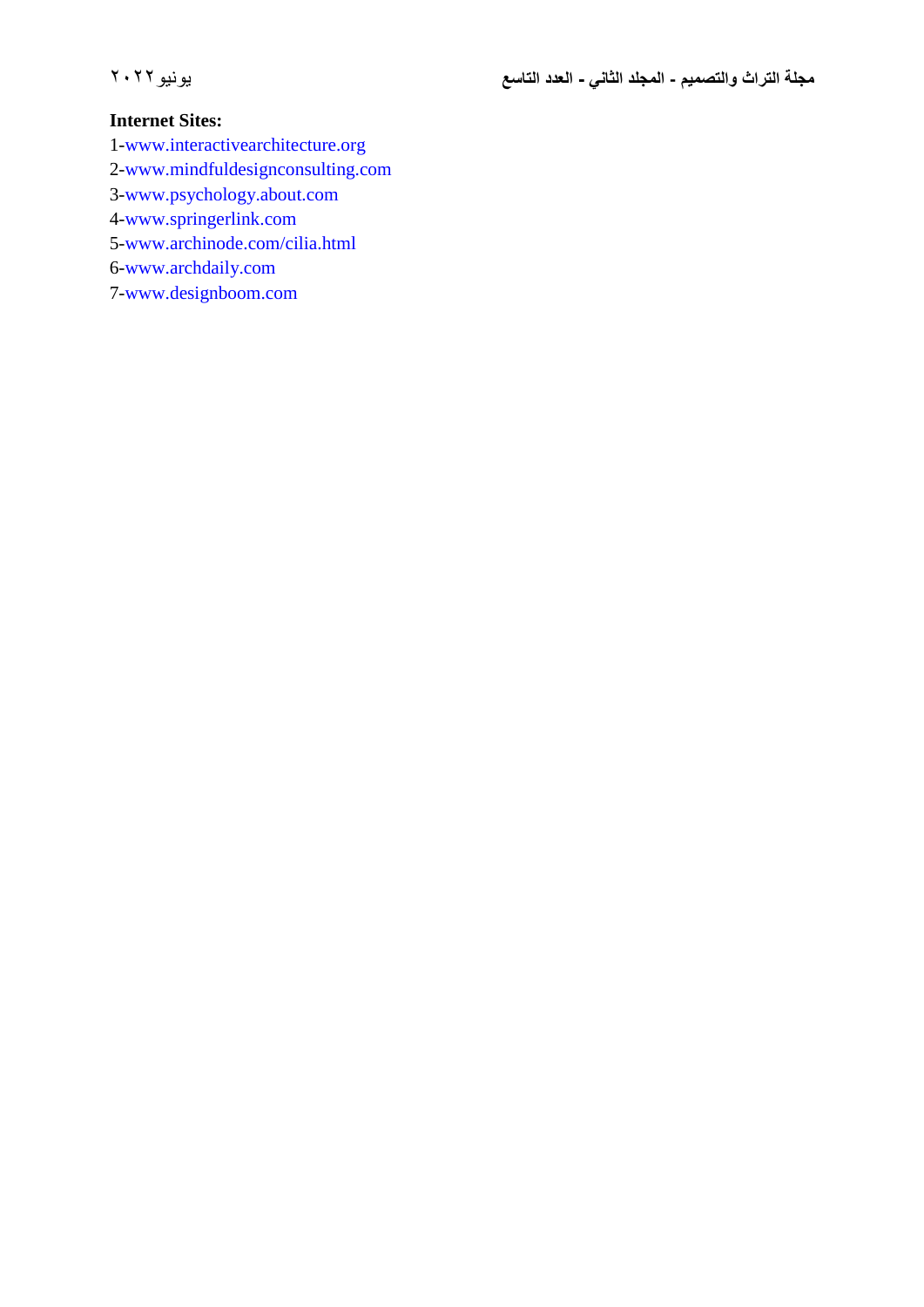**Internet Sites:**

1-www.interactivearchitecture.org
2-www.mindfuldesignconsulting.com
3-www.psychology.about.com
4-www.springerlink.com
5-www.archinode.com/cilia.html
6-www.archdaily.com
7-www.designboom.com